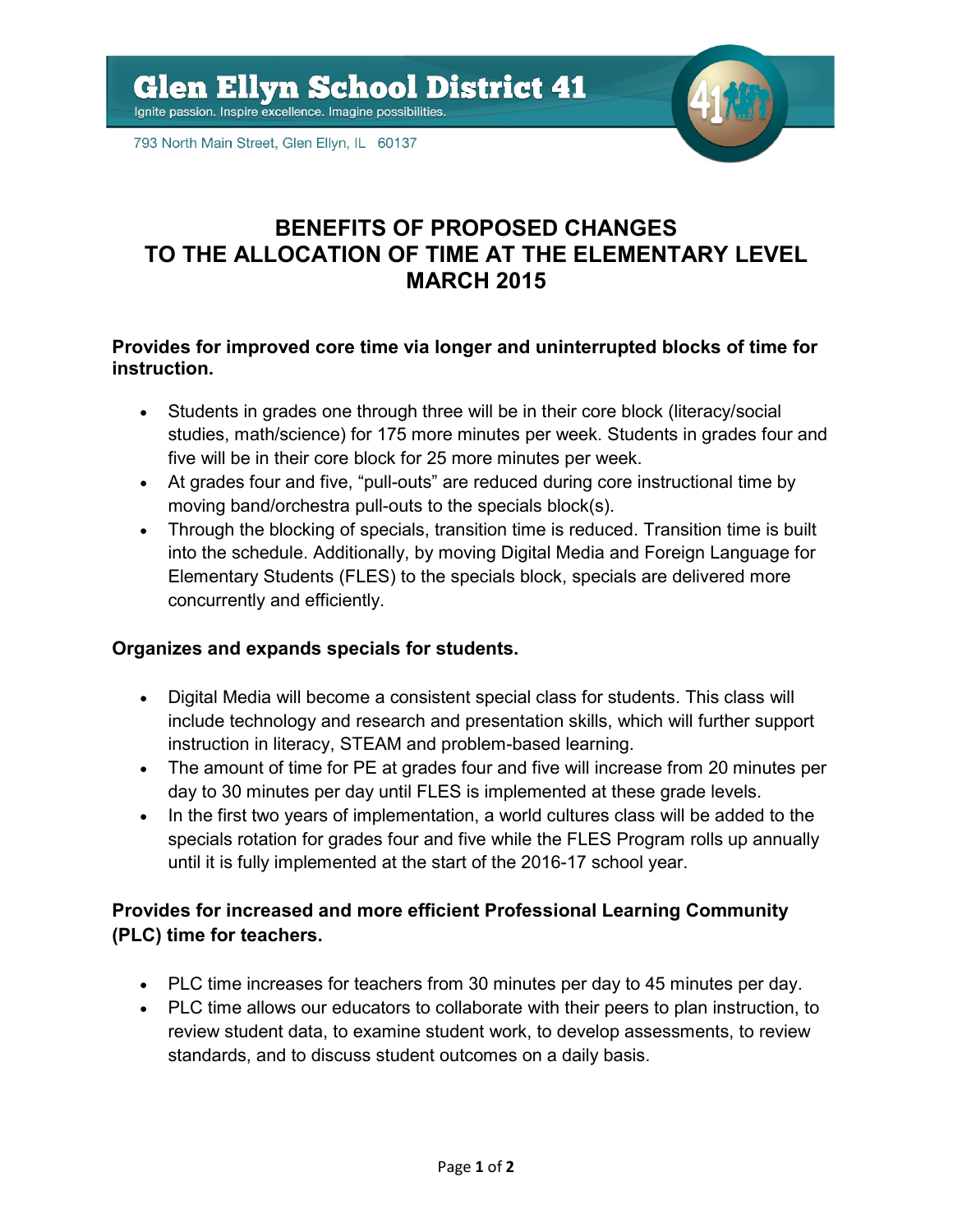Glen Ellyn School District 41

Ignite passion. Inspire excellence. Imagine possibilities.

793 North Main Street, Glen Ellyn, IL 60137

# BENEFITS OF PROPOSED CHANGES TO THE ALLOCATION OF TIME AT THE ELEMENTARY LEVEL MARCH 2015

### Provides for improved core time via longer and uninterrupted blocks of time for instruction.

- Students in grades one through three will be in their core block (literacy/social studies, math/science) for 175 more minutes per week. Students in grades four and five will be in their core block for 25 more minutes per week.
- At grades four and five, "pull-outs" are reduced during core instructional time by moving band/orchestra pull-outs to the specials block(s).
- Through the blocking of specials, transition time is reduced. Transition time is built into the schedule. Additionally, by moving Digital Media and Foreign Language for Elementary Students (FLES) to the specials block, specials are delivered more concurrently and efficiently.

### Organizes and expands specials for students.

- Digital Media will become a consistent special class for students. This class will include technology and research and presentation skills, which will further support instruction in literacy, STEAM and problem-based learning.
- The amount of time for PE at grades four and five will increase from 20 minutes per day to 30 minutes per day until FLES is implemented at these grade levels.
- In the first two years of implementation, a world cultures class will be added to the specials rotation for grades four and five while the FLES Program rolls up annually until it is fully implemented at the start of the 2016-17 school year.

### Provides for increased and more efficient Professional Learning Community (PLC) time for teachers.

- PLC time increases for teachers from 30 minutes per day to 45 minutes per day.
- PLC time allows our educators to collaborate with their peers to plan instruction, to review student data, to examine student work, to develop assessments, to review standards, and to discuss student outcomes on a daily basis.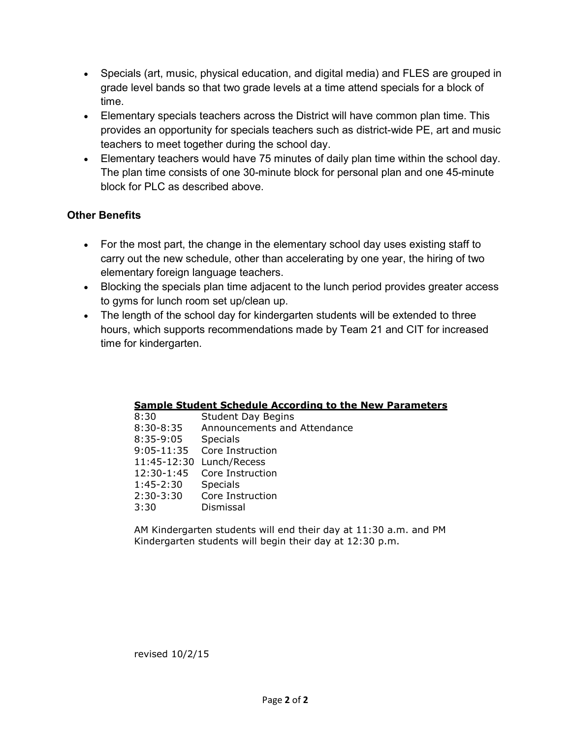- Specials (art, music, physical education, and digital media) and FLES are grouped in grade level bands so that two grade levels at a time attend specials for a block of time.
- Elementary specials teachers across the District will have common plan time. This provides an opportunity for specials teachers such as district-wide PE, art and music teachers to meet together during the school day.
- Elementary teachers would have 75 minutes of daily plan time within the school day. The plan time consists of one 30-minute block for personal plan and one 45-minute block for PLC as described above.

**Other Benefits**

- For the most part, the change in the elementary school day uses existing staff to carry out the new schedule, other than accelerating by one year, the hiring of two elementary foreign language teachers.
- Blocking the specials plan time adjacent to the lunch period provides greater access to gyms for lunch room set up/clean up.
- The length of the school day for kindergarten students will be extended to three hours, which supports recommendations made by Team 21 and CIT for increased time for kindergarten.

**Sample Student Schedule According to the New Parameters**

| | |
|---|---|
| 8:30 | Student Day Begins |
| 8:30-8:35 | Announcements and Attendance |
| 8:35-9:05 | Specials |
| 9:05-11:35 | Core Instruction |
| 11:45-12:30 | Lunch/Recess |
| 12:30-1:45 | Core Instruction |
| 1:45-2:30 | Specials |
| 2:30-3:30 | Core Instruction |
| 3:30 | Dismissal |

AM Kindergarten students will end their day at 11:30 a.m. and PM Kindergarten students will begin their day at 12:30 p.m.

revised 10/2/15